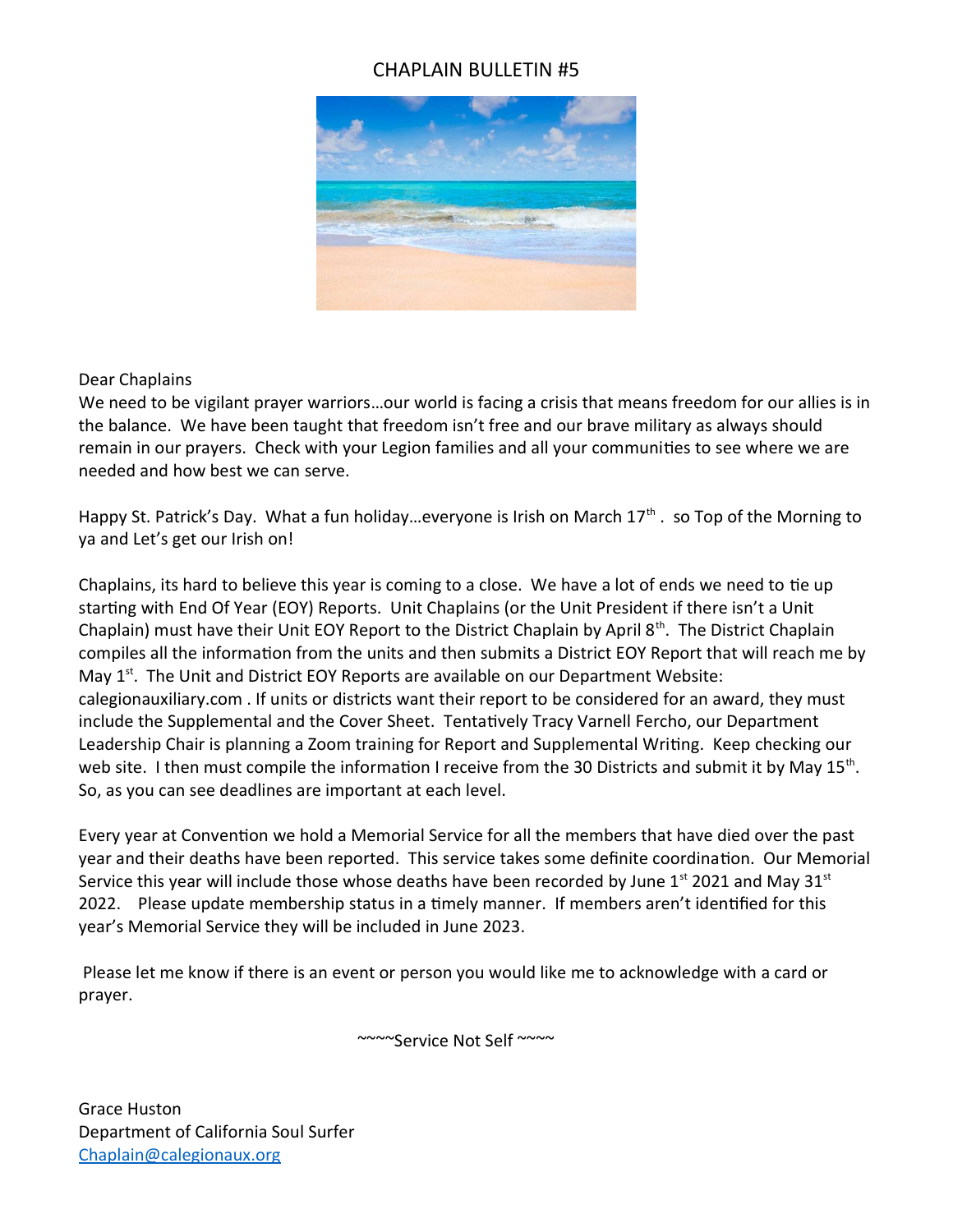# CHAPLAIN BULLETIN #5

Dear Chaplains

We need to be vigilant prayer warriors…our world is facing a crisis that means freedom for our allies is in the balance. We have been taught that freedom isn't free and our brave military as always should remain in our prayers. Check with your Legion families and all your communities to see where we are needed and how best we can serve.

Happy St. Patrick's Day. What a fun holiday…everyone is Irish on March 17th . so Top of the Morning to ya and Let's get our Irish on!

Chaplains, its hard to believe this year is coming to a close. We have a lot of ends we need to tie up starting with End Of Year (EOY) Reports. Unit Chaplains (or the Unit President if there isn't a Unit Chaplain) must have their Unit EOY Report to the District Chaplain by April 8th. The District Chaplain compiles all the information from the units and then submits a District EOY Report that will reach me by May 1st. The Unit and District EOY Reports are available on our Department Website: calegionauxiliary.com . If units or districts want their report to be considered for an award, they must include the Supplemental and the Cover Sheet. Tentatively Tracy Varnell Fercho, our Department Leadership Chair is planning a Zoom training for Report and Supplemental Writing. Keep checking our web site. I then must compile the information I receive from the 30 Districts and submit it by May 15th. So, as you can see deadlines are important at each level.

Every year at Convention we hold a Memorial Service for all the members that have died over the past year and their deaths have been reported. This service takes some definite coordination. Our Memorial Service this year will include those whose deaths have been recorded by June 1st 2021 and May 31st 2022. Please update membership status in a timely manner. If members aren't identified for this year's Memorial Service they will be included in June 2023.

Please let me know if there is an event or person you would like me to acknowledge with a card or prayer.

~~~~Service Not Self ~~~~

Grace Huston
Department of California Soul Surfer
[Chaplain@calegionaux.org](mailto:Chaplain@calegionaux.org)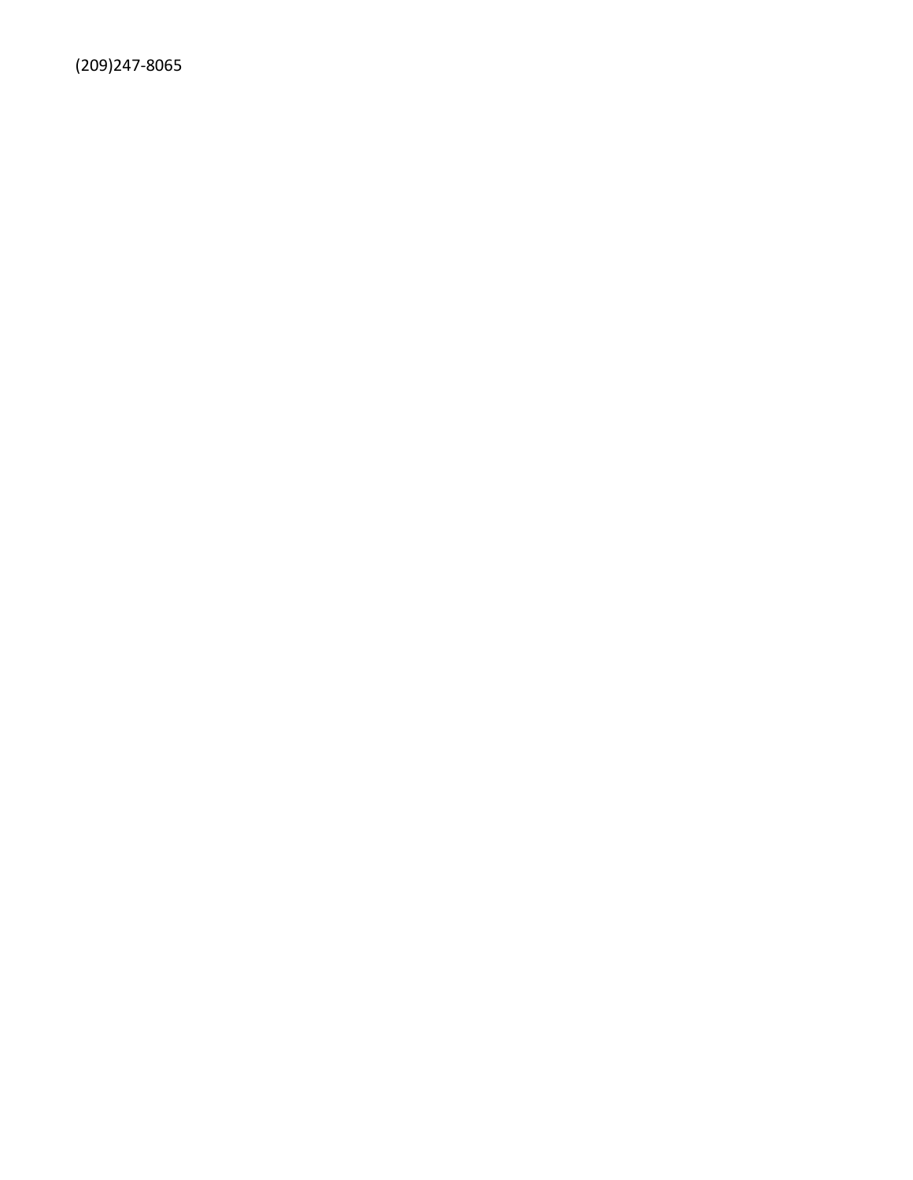(209)247-8065